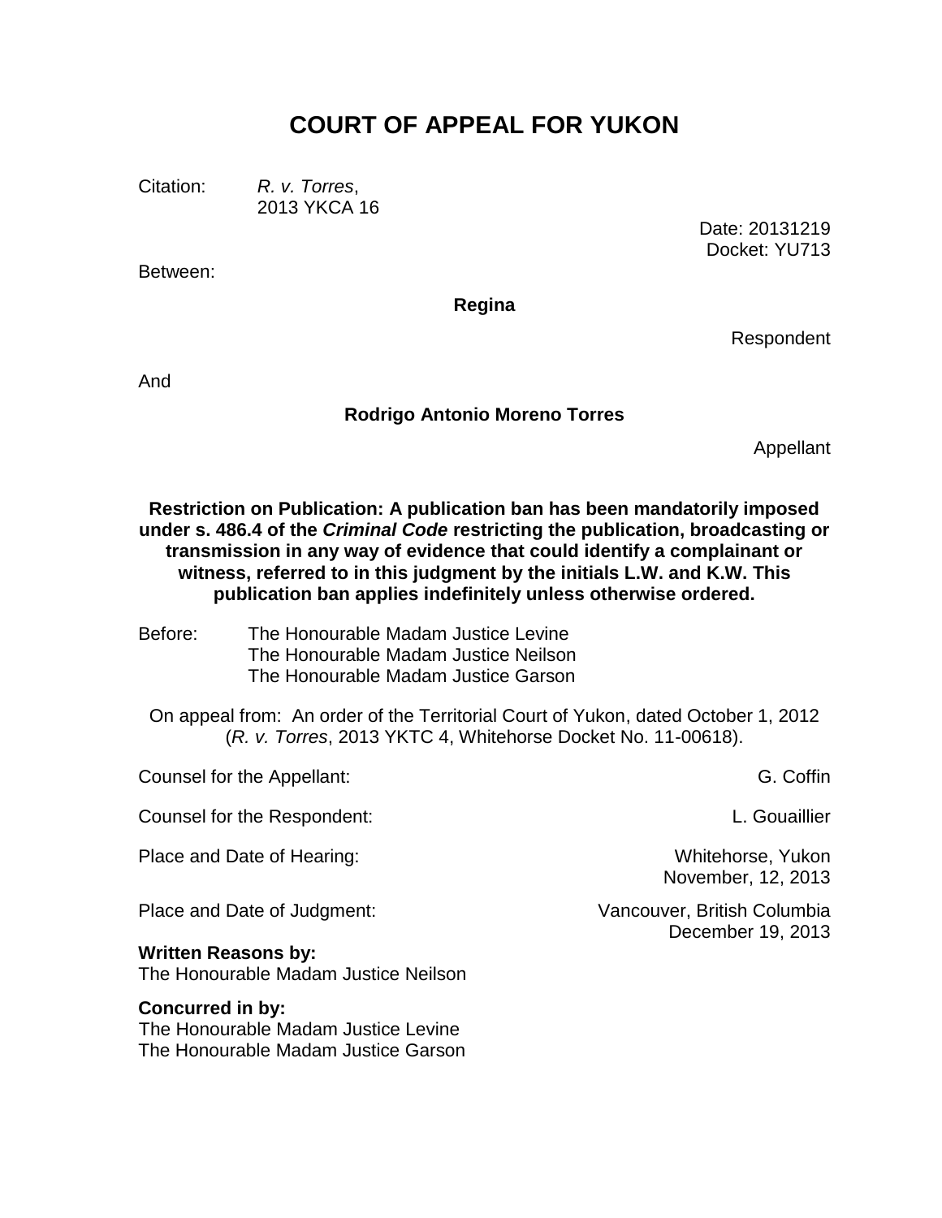# COURT OF APPEAL FOR YUKON

Citation: *R. v. Torres*,
2013 YKCA 16

Date: 20131219
Docket: YU713

Between:

**Regina**

Respondent

And

**Rodrigo Antonio Moreno Torres**

Appellant

**Restriction on Publication: A publication ban has been mandatorily imposed under s. 486.4 of the *Criminal Code* restricting the publication, broadcasting or transmission in any way of evidence that could identify a complainant or witness, referred to in this judgment by the initials L.W. and K.W. This publication ban applies indefinitely unless otherwise ordered.**

Before: The Honourable Madam Justice Levine
The Honourable Madam Justice Neilson
The Honourable Madam Justice Garson

On appeal from: An order of the Territorial Court of Yukon, dated October 1, 2012 (*R. v. Torres*, 2013 YKTC 4, Whitehorse Docket No. 11-00618).

Counsel for the Appellant: G. Coffin

Counsel for the Respondent: L. Gouaillier

Place and Date of Hearing: Whitehorse, Yukon
November, 12, 2013

Place and Date of Judgment: Vancouver, British Columbia
December 19, 2013

**Written Reasons by:**
The Honourable Madam Justice Neilson

**Concurred in by:**
The Honourable Madam Justice Levine
The Honourable Madam Justice Garson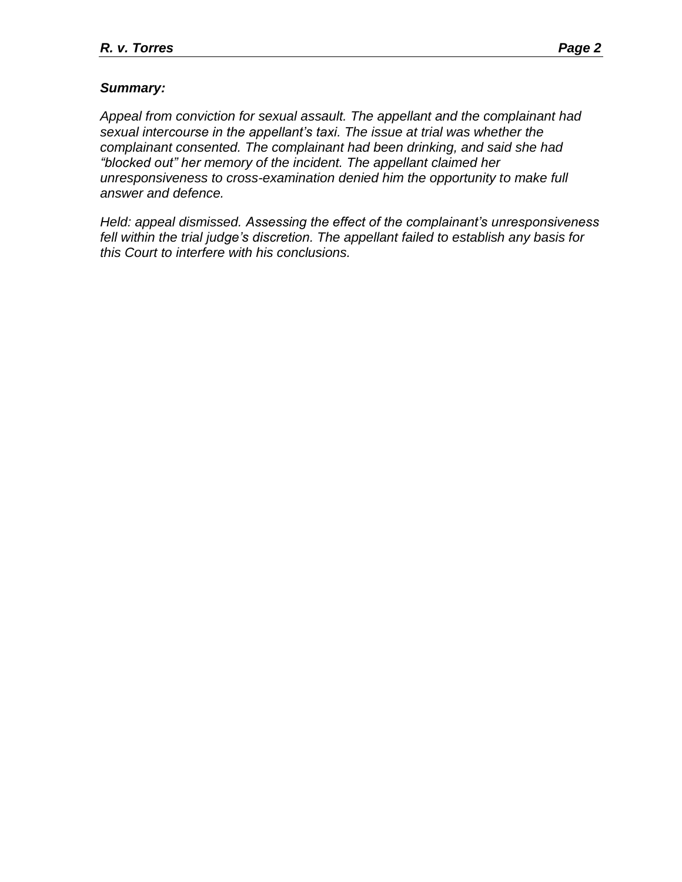***Summary:***

*Appeal from conviction for sexual assault. The appellant and the complainant had sexual intercourse in the appellant's taxi. The issue at trial was whether the complainant consented. The complainant had been drinking, and said she had "blocked out" her memory of the incident. The appellant claimed her unresponsiveness to cross-examination denied him the opportunity to make full answer and defence.*

*Held: appeal dismissed. Assessing the effect of the complainant's unresponsiveness fell within the trial judge's discretion. The appellant failed to establish any basis for this Court to interfere with his conclusions.*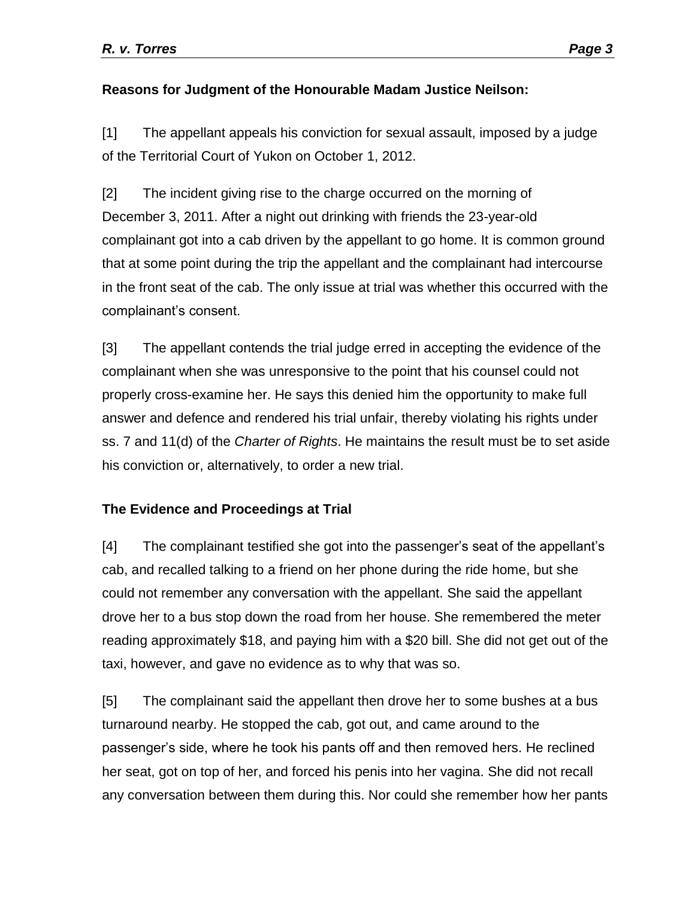**Reasons for Judgment of the Honourable Madam Justice Neilson:**

[1] The appellant appeals his conviction for sexual assault, imposed by a judge of the Territorial Court of Yukon on October 1, 2012.

[2] The incident giving rise to the charge occurred on the morning of December 3, 2011. After a night out drinking with friends the 23-year-old complainant got into a cab driven by the appellant to go home. It is common ground that at some point during the trip the appellant and the complainant had intercourse in the front seat of the cab. The only issue at trial was whether this occurred with the complainant's consent.

[3] The appellant contends the trial judge erred in accepting the evidence of the complainant when she was unresponsive to the point that his counsel could not properly cross-examine her. He says this denied him the opportunity to make full answer and defence and rendered his trial unfair, thereby violating his rights under ss. 7 and 11(d) of the *Charter of Rights*. He maintains the result must be to set aside his conviction or, alternatively, to order a new trial.

**The Evidence and Proceedings at Trial**

[4] The complainant testified she got into the passenger's seat of the appellant's cab, and recalled talking to a friend on her phone during the ride home, but she could not remember any conversation with the appellant. She said the appellant drove her to a bus stop down the road from her house. She remembered the meter reading approximately $18, and paying him with a $20 bill. She did not get out of the taxi, however, and gave no evidence as to why that was so.

[5] The complainant said the appellant then drove her to some bushes at a bus turnaround nearby. He stopped the cab, got out, and came around to the passenger's side, where he took his pants off and then removed hers. He reclined her seat, got on top of her, and forced his penis into her vagina. She did not recall any conversation between them during this. Nor could she remember how her pants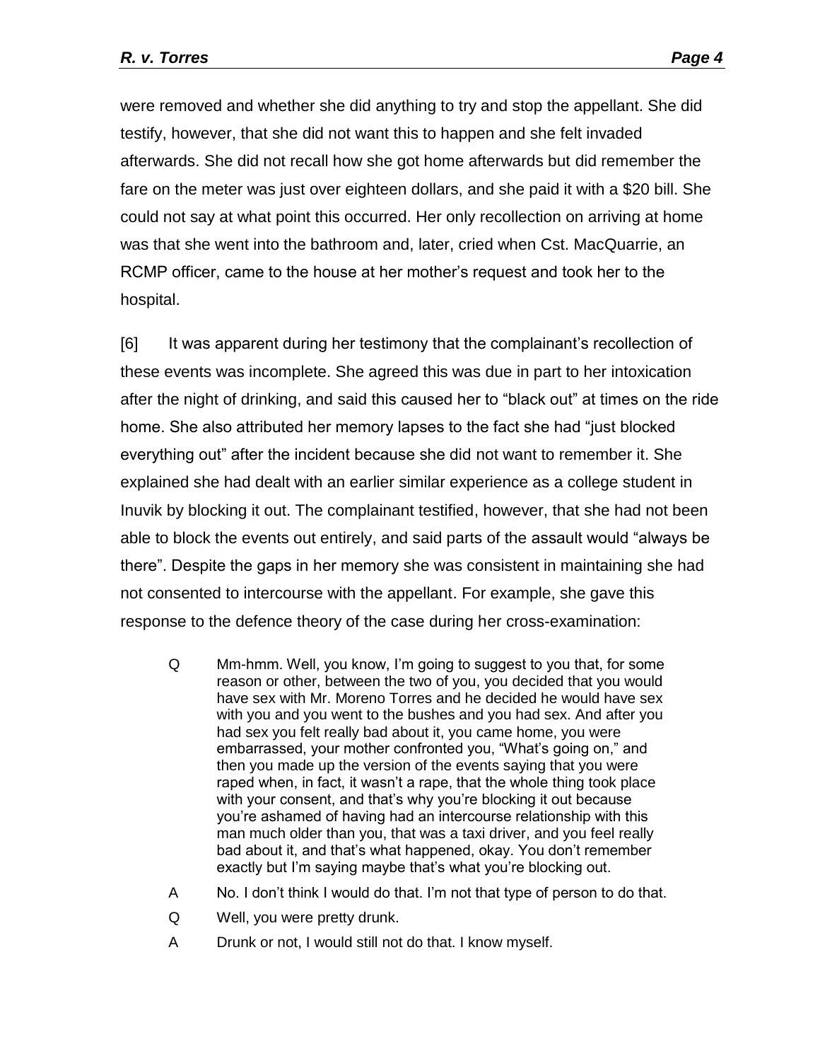were removed and whether she did anything to try and stop the appellant. She did testify, however, that she did not want this to happen and she felt invaded afterwards. She did not recall how she got home afterwards but did remember the fare on the meter was just over eighteen dollars, and she paid it with a $20 bill. She could not say at what point this occurred. Her only recollection on arriving at home was that she went into the bathroom and, later, cried when Cst. MacQuarrie, an RCMP officer, came to the house at her mother's request and took her to the hospital.

[6] It was apparent during her testimony that the complainant's recollection of these events was incomplete. She agreed this was due in part to her intoxication after the night of drinking, and said this caused her to "black out" at times on the ride home. She also attributed her memory lapses to the fact she had "just blocked everything out" after the incident because she did not want to remember it. She explained she had dealt with an earlier similar experience as a college student in Inuvik by blocking it out. The complainant testified, however, that she had not been able to block the events out entirely, and said parts of the assault would "always be there". Despite the gaps in her memory she was consistent in maintaining she had not consented to intercourse with the appellant. For example, she gave this response to the defence theory of the case during her cross-examination:

> Q Mm-hmm. Well, you know, I'm going to suggest to you that, for some reason or other, between the two of you, you decided that you would have sex with Mr. Moreno Torres and he decided he would have sex with you and you went to the bushes and you had sex. And after you had sex you felt really bad about it, you came home, you were embarrassed, your mother confronted you, "What's going on," and then you made up the version of the events saying that you were raped when, in fact, it wasn't a rape, that the whole thing took place with your consent, and that's why you're blocking it out because you're ashamed of having had an intercourse relationship with this man much older than you, that was a taxi driver, and you feel really bad about it, and that's what happened, okay. You don't remember exactly but I'm saying maybe that's what you're blocking out.
>
> A No. I don't think I would do that. I'm not that type of person to do that.
>
> Q Well, you were pretty drunk.
>
> A Drunk or not, I would still not do that. I know myself.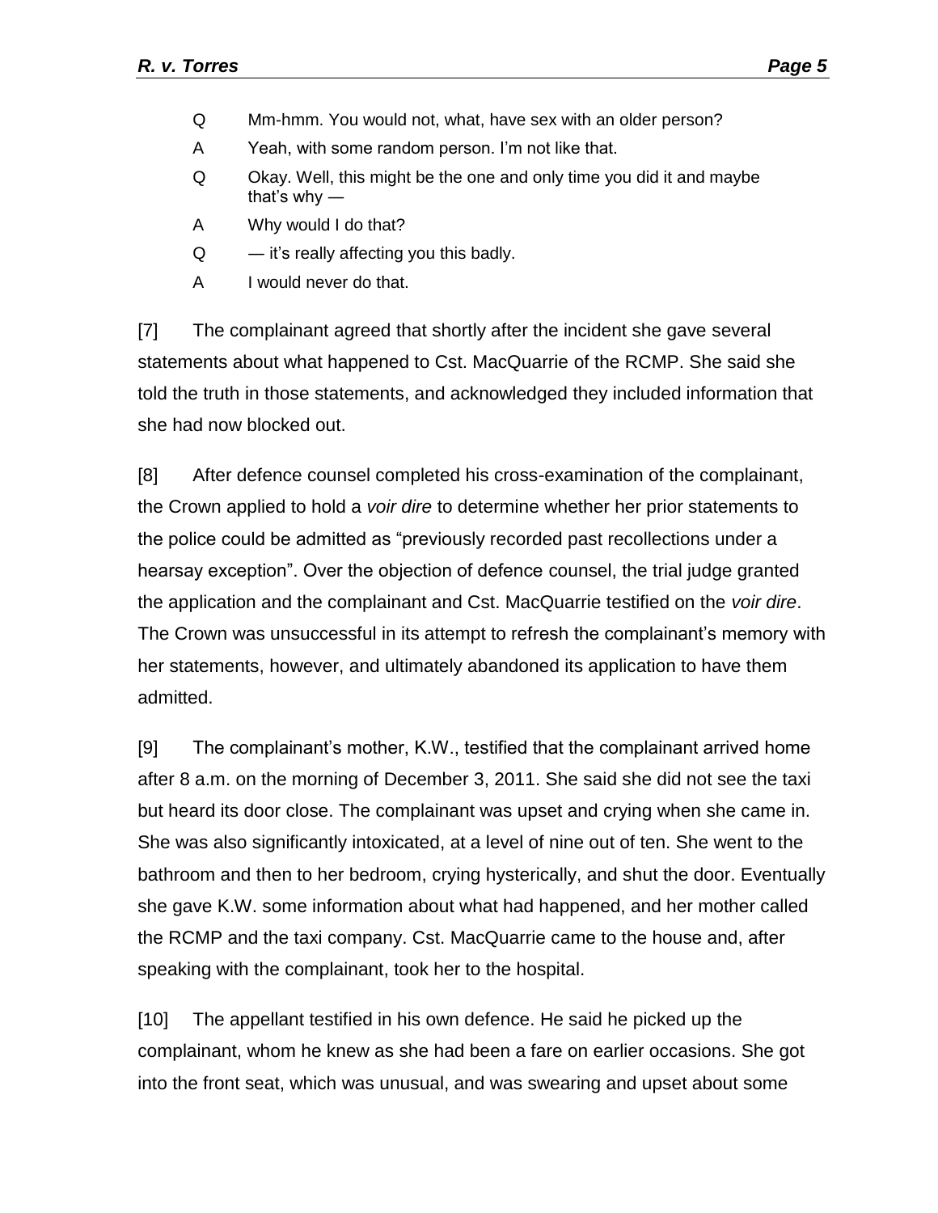Q Mm-hmm. You would not, what, have sex with an older person?

A Yeah, with some random person. I'm not like that.

Q Okay. Well, this might be the one and only time you did it and maybe that's why —

A Why would I do that?

Q — it's really affecting you this badly.

A I would never do that.

[7] The complainant agreed that shortly after the incident she gave several statements about what happened to Cst. MacQuarrie of the RCMP. She said she told the truth in those statements, and acknowledged they included information that she had now blocked out.

[8] After defence counsel completed his cross-examination of the complainant, the Crown applied to hold a *voir dire* to determine whether her prior statements to the police could be admitted as "previously recorded past recollections under a hearsay exception". Over the objection of defence counsel, the trial judge granted the application and the complainant and Cst. MacQuarrie testified on the *voir dire*. The Crown was unsuccessful in its attempt to refresh the complainant's memory with her statements, however, and ultimately abandoned its application to have them admitted.

[9] The complainant's mother, K.W., testified that the complainant arrived home after 8 a.m. on the morning of December 3, 2011. She said she did not see the taxi but heard its door close. The complainant was upset and crying when she came in. She was also significantly intoxicated, at a level of nine out of ten. She went to the bathroom and then to her bedroom, crying hysterically, and shut the door. Eventually she gave K.W. some information about what had happened, and her mother called the RCMP and the taxi company. Cst. MacQuarrie came to the house and, after speaking with the complainant, took her to the hospital.

[10] The appellant testified in his own defence. He said he picked up the complainant, whom he knew as she had been a fare on earlier occasions. She got into the front seat, which was unusual, and was swearing and upset about some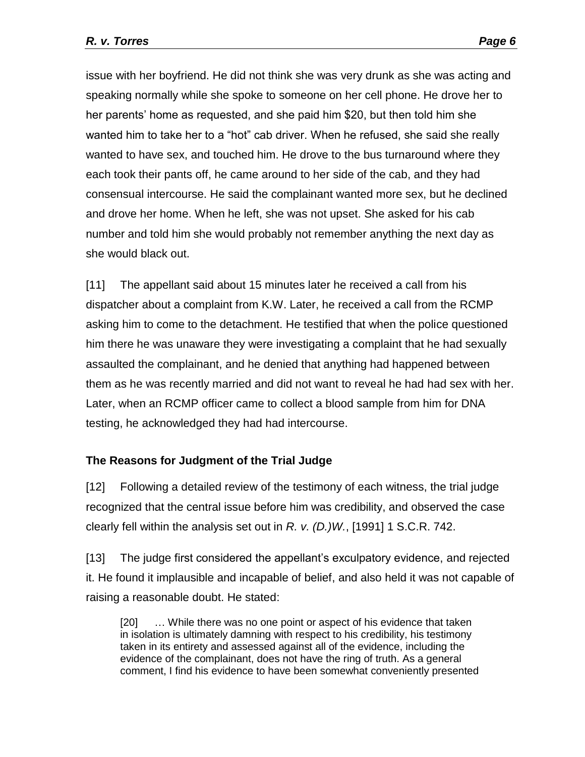issue with her boyfriend. He did not think she was very drunk as she was acting and speaking normally while she spoke to someone on her cell phone. He drove her to her parents' home as requested, and she paid him $20, but then told him she wanted him to take her to a "hot" cab driver. When he refused, she said she really wanted to have sex, and touched him. He drove to the bus turnaround where they each took their pants off, he came around to her side of the cab, and they had consensual intercourse. He said the complainant wanted more sex, but he declined and drove her home. When he left, she was not upset. She asked for his cab number and told him she would probably not remember anything the next day as she would black out.

[11] The appellant said about 15 minutes later he received a call from his dispatcher about a complaint from K.W. Later, he received a call from the RCMP asking him to come to the detachment. He testified that when the police questioned him there he was unaware they were investigating a complaint that he had sexually assaulted the complainant, and he denied that anything had happened between them as he was recently married and did not want to reveal he had had sex with her. Later, when an RCMP officer came to collect a blood sample from him for DNA testing, he acknowledged they had had intercourse.

## The Reasons for Judgment of the Trial Judge

[12] Following a detailed review of the testimony of each witness, the trial judge recognized that the central issue before him was credibility, and observed the case clearly fell within the analysis set out in *R. v. (D.)W.*, [1991] 1 S.C.R. 742.

[13] The judge first considered the appellant's exculpatory evidence, and rejected it. He found it implausible and incapable of belief, and also held it was not capable of raising a reasonable doubt. He stated:

> [20] … While there was no one point or aspect of his evidence that taken in isolation is ultimately damning with respect to his credibility, his testimony taken in its entirety and assessed against all of the evidence, including the evidence of the complainant, does not have the ring of truth. As a general comment, I find his evidence to have been somewhat conveniently presented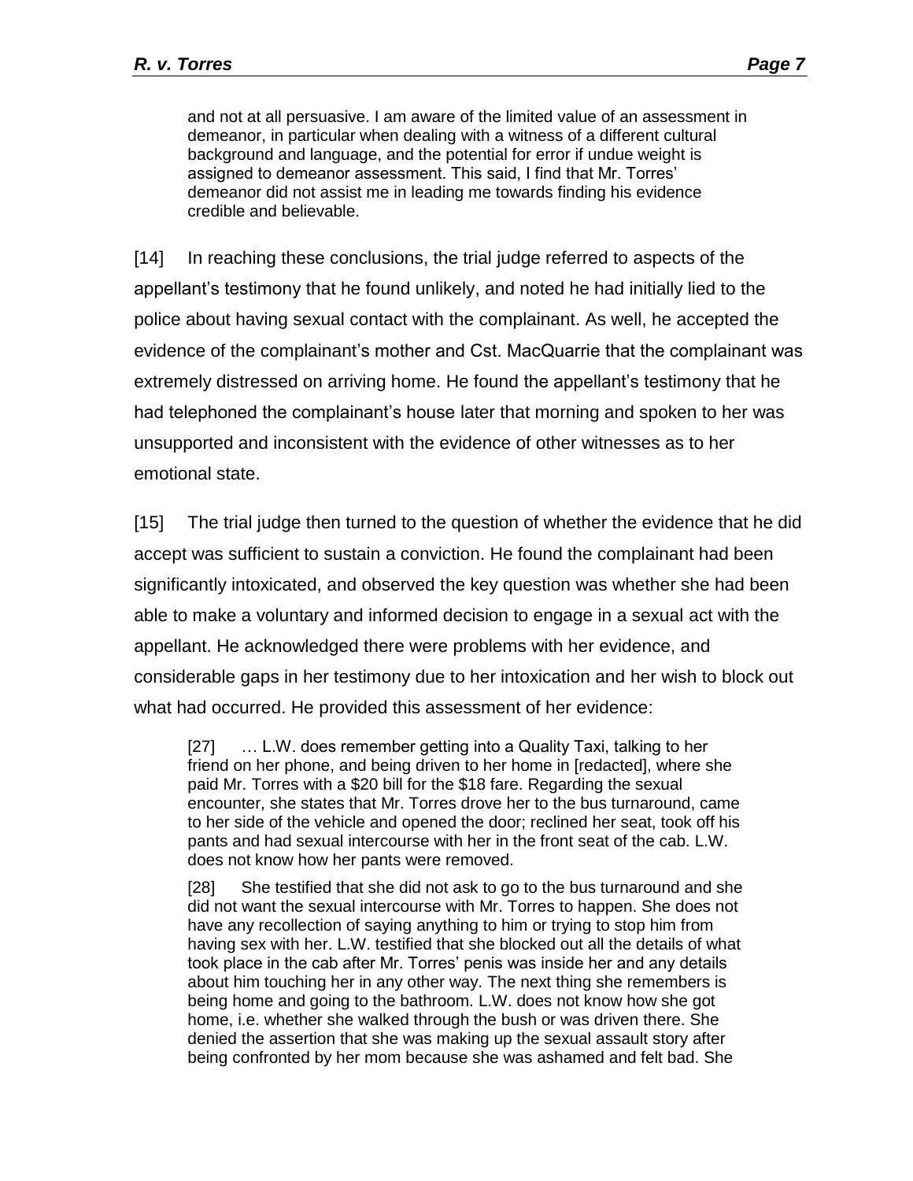> and not at all persuasive. I am aware of the limited value of an assessment in demeanor, in particular when dealing with a witness of a different cultural background and language, and the potential for error if undue weight is assigned to demeanor assessment. This said, I find that Mr. Torres' demeanor did not assist me in leading me towards finding his evidence credible and believable.

[14] In reaching these conclusions, the trial judge referred to aspects of the appellant's testimony that he found unlikely, and noted he had initially lied to the police about having sexual contact with the complainant. As well, he accepted the evidence of the complainant's mother and Cst. MacQuarrie that the complainant was extremely distressed on arriving home. He found the appellant's testimony that he had telephoned the complainant's house later that morning and spoken to her was unsupported and inconsistent with the evidence of other witnesses as to her emotional state.

[15] The trial judge then turned to the question of whether the evidence that he did accept was sufficient to sustain a conviction. He found the complainant had been significantly intoxicated, and observed the key question was whether she had been able to make a voluntary and informed decision to engage in a sexual act with the appellant. He acknowledged there were problems with her evidence, and considerable gaps in her testimony due to her intoxication and her wish to block out what had occurred. He provided this assessment of her evidence:

> [27] … L.W. does remember getting into a Quality Taxi, talking to her friend on her phone, and being driven to her home in [redacted], where she paid Mr. Torres with a $20 bill for the $18 fare. Regarding the sexual encounter, she states that Mr. Torres drove her to the bus turnaround, came to her side of the vehicle and opened the door; reclined her seat, took off his pants and had sexual intercourse with her in the front seat of the cab. L.W. does not know how her pants were removed.
>
> [28] She testified that she did not ask to go to the bus turnaround and she did not want the sexual intercourse with Mr. Torres to happen. She does not have any recollection of saying anything to him or trying to stop him from having sex with her. L.W. testified that she blocked out all the details of what took place in the cab after Mr. Torres' penis was inside her and any details about him touching her in any other way. The next thing she remembers is being home and going to the bathroom. L.W. does not know how she got home, i.e. whether she walked through the bush or was driven there. She denied the assertion that she was making up the sexual assault story after being confronted by her mom because she was ashamed and felt bad. She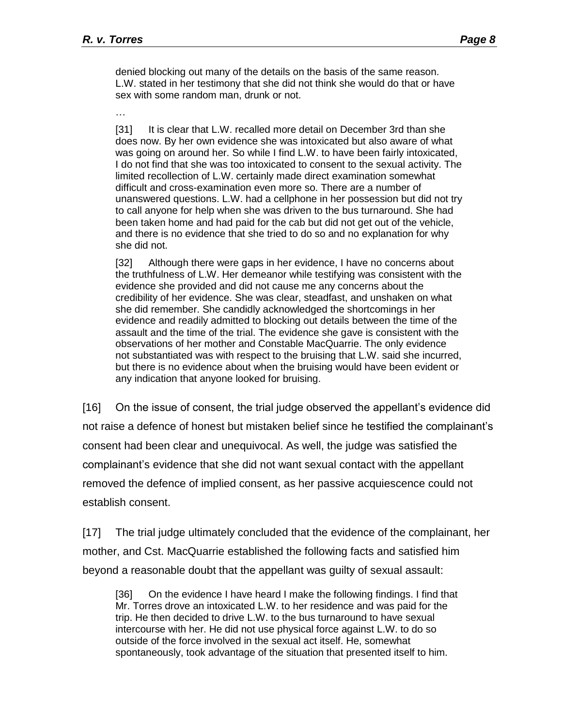> denied blocking out many of the details on the basis of the same reason. L.W. stated in her testimony that she did not think she would do that or have sex with some random man, drunk or not.
>
> …
>
> [31] It is clear that L.W. recalled more detail on December 3rd than she does now. By her own evidence she was intoxicated but also aware of what was going on around her. So while I find L.W. to have been fairly intoxicated, I do not find that she was too intoxicated to consent to the sexual activity. The limited recollection of L.W. certainly made direct examination somewhat difficult and cross-examination even more so. There are a number of unanswered questions. L.W. had a cellphone in her possession but did not try to call anyone for help when she was driven to the bus turnaround. She had been taken home and had paid for the cab but did not get out of the vehicle, and there is no evidence that she tried to do so and no explanation for why she did not.
>
> [32] Although there were gaps in her evidence, I have no concerns about the truthfulness of L.W. Her demeanor while testifying was consistent with the evidence she provided and did not cause me any concerns about the credibility of her evidence. She was clear, steadfast, and unshaken on what she did remember. She candidly acknowledged the shortcomings in her evidence and readily admitted to blocking out details between the time of the assault and the time of the trial. The evidence she gave is consistent with the observations of her mother and Constable MacQuarrie. The only evidence not substantiated was with respect to the bruising that L.W. said she incurred, but there is no evidence about when the bruising would have been evident or any indication that anyone looked for bruising.

[16] On the issue of consent, the trial judge observed the appellant's evidence did not raise a defence of honest but mistaken belief since he testified the complainant's consent had been clear and unequivocal. As well, the judge was satisfied the complainant's evidence that she did not want sexual contact with the appellant removed the defence of implied consent, as her passive acquiescence could not establish consent.

[17] The trial judge ultimately concluded that the evidence of the complainant, her mother, and Cst. MacQuarrie established the following facts and satisfied him beyond a reasonable doubt that the appellant was guilty of sexual assault:

> [36] On the evidence I have heard I make the following findings. I find that Mr. Torres drove an intoxicated L.W. to her residence and was paid for the trip. He then decided to drive L.W. to the bus turnaround to have sexual intercourse with her. He did not use physical force against L.W. to do so outside of the force involved in the sexual act itself. He, somewhat spontaneously, took advantage of the situation that presented itself to him.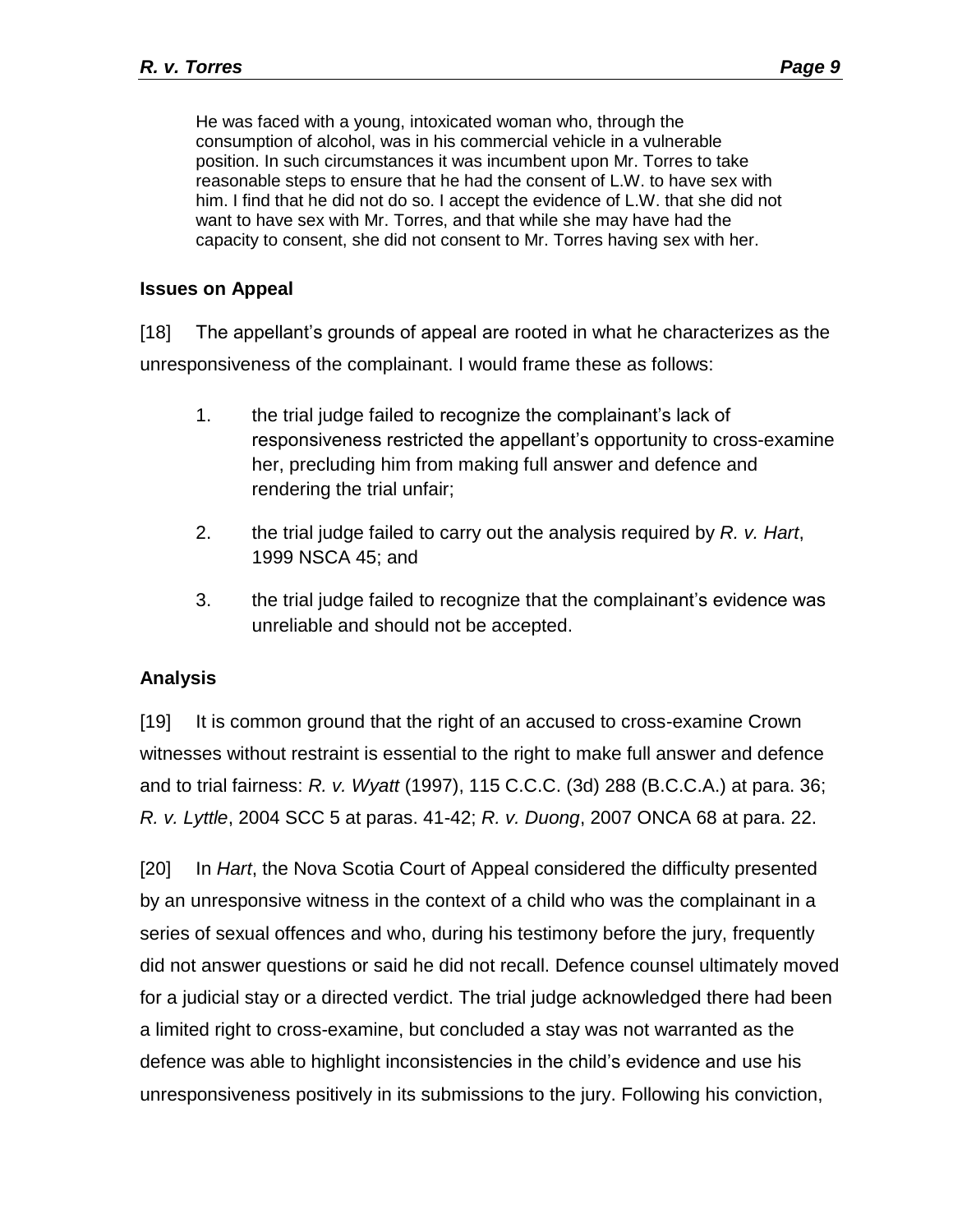> He was faced with a young, intoxicated woman who, through the consumption of alcohol, was in his commercial vehicle in a vulnerable position. In such circumstances it was incumbent upon Mr. Torres to take reasonable steps to ensure that he had the consent of L.W. to have sex with him. I find that he did not do so. I accept the evidence of L.W. that she did not want to have sex with Mr. Torres, and that while she may have had the capacity to consent, she did not consent to Mr. Torres having sex with her.

## Issues on Appeal

[18] The appellant's grounds of appeal are rooted in what he characterizes as the unresponsiveness of the complainant. I would frame these as follows:

1. the trial judge failed to recognize the complainant's lack of responsiveness restricted the appellant's opportunity to cross-examine her, precluding him from making full answer and defence and rendering the trial unfair;
2. the trial judge failed to carry out the analysis required by *R. v. Hart*, 1999 NSCA 45; and
3. the trial judge failed to recognize that the complainant's evidence was unreliable and should not be accepted.

## Analysis

[19] It is common ground that the right of an accused to cross-examine Crown witnesses without restraint is essential to the right to make full answer and defence and to trial fairness: *R. v. Wyatt* (1997), 115 C.C.C. (3d) 288 (B.C.C.A.) at para. 36; *R. v. Lyttle*, 2004 SCC 5 at paras. 41-42; *R. v. Duong*, 2007 ONCA 68 at para. 22.

[20] In *Hart*, the Nova Scotia Court of Appeal considered the difficulty presented by an unresponsive witness in the context of a child who was the complainant in a series of sexual offences and who, during his testimony before the jury, frequently did not answer questions or said he did not recall. Defence counsel ultimately moved for a judicial stay or a directed verdict. The trial judge acknowledged there had been a limited right to cross-examine, but concluded a stay was not warranted as the defence was able to highlight inconsistencies in the child's evidence and use his unresponsiveness positively in its submissions to the jury. Following his conviction,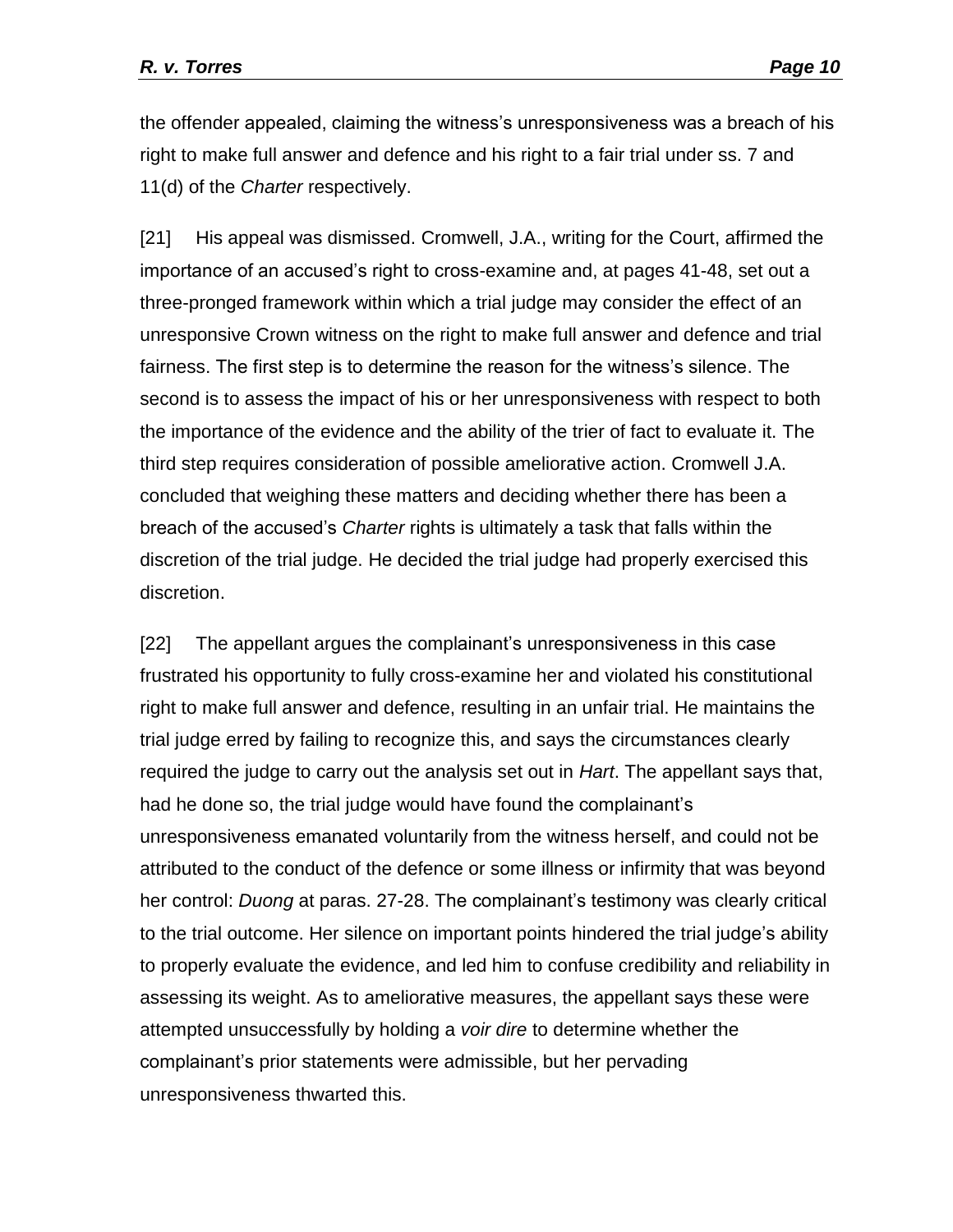the offender appealed, claiming the witness's unresponsiveness was a breach of his right to make full answer and defence and his right to a fair trial under ss. 7 and 11(d) of the *Charter* respectively.

[21] His appeal was dismissed. Cromwell, J.A., writing for the Court, affirmed the importance of an accused's right to cross-examine and, at pages 41-48, set out a three-pronged framework within which a trial judge may consider the effect of an unresponsive Crown witness on the right to make full answer and defence and trial fairness. The first step is to determine the reason for the witness's silence. The second is to assess the impact of his or her unresponsiveness with respect to both the importance of the evidence and the ability of the trier of fact to evaluate it. The third step requires consideration of possible ameliorative action. Cromwell J.A. concluded that weighing these matters and deciding whether there has been a breach of the accused's *Charter* rights is ultimately a task that falls within the discretion of the trial judge. He decided the trial judge had properly exercised this discretion.

[22] The appellant argues the complainant's unresponsiveness in this case frustrated his opportunity to fully cross-examine her and violated his constitutional right to make full answer and defence, resulting in an unfair trial. He maintains the trial judge erred by failing to recognize this, and says the circumstances clearly required the judge to carry out the analysis set out in *Hart*. The appellant says that, had he done so, the trial judge would have found the complainant's unresponsiveness emanated voluntarily from the witness herself, and could not be attributed to the conduct of the defence or some illness or infirmity that was beyond her control: *Duong* at paras. 27-28. The complainant's testimony was clearly critical to the trial outcome. Her silence on important points hindered the trial judge's ability to properly evaluate the evidence, and led him to confuse credibility and reliability in assessing its weight. As to ameliorative measures, the appellant says these were attempted unsuccessfully by holding a *voir dire* to determine whether the complainant's prior statements were admissible, but her pervading unresponsiveness thwarted this.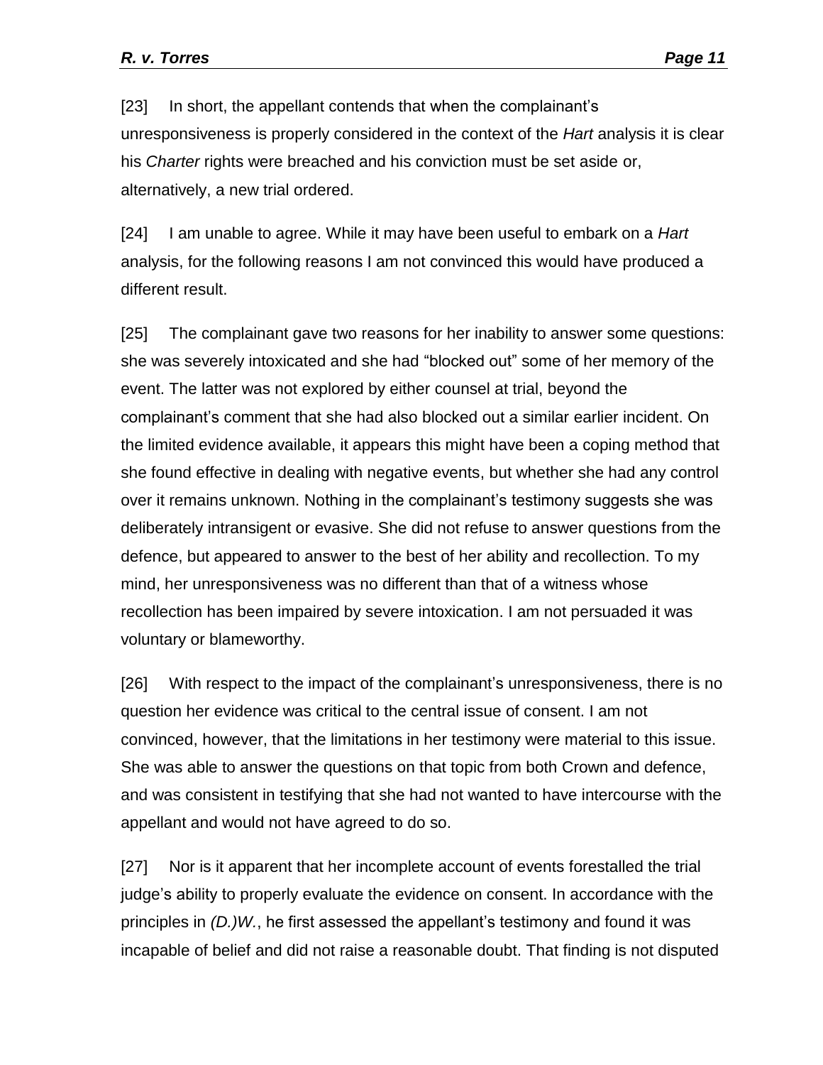[23] In short, the appellant contends that when the complainant's unresponsiveness is properly considered in the context of the *Hart* analysis it is clear his *Charter* rights were breached and his conviction must be set aside or, alternatively, a new trial ordered.

[24] I am unable to agree. While it may have been useful to embark on a *Hart* analysis, for the following reasons I am not convinced this would have produced a different result.

[25] The complainant gave two reasons for her inability to answer some questions: she was severely intoxicated and she had "blocked out" some of her memory of the event. The latter was not explored by either counsel at trial, beyond the complainant's comment that she had also blocked out a similar earlier incident. On the limited evidence available, it appears this might have been a coping method that she found effective in dealing with negative events, but whether she had any control over it remains unknown. Nothing in the complainant's testimony suggests she was deliberately intransigent or evasive. She did not refuse to answer questions from the defence, but appeared to answer to the best of her ability and recollection. To my mind, her unresponsiveness was no different than that of a witness whose recollection has been impaired by severe intoxication. I am not persuaded it was voluntary or blameworthy.

[26] With respect to the impact of the complainant's unresponsiveness, there is no question her evidence was critical to the central issue of consent. I am not convinced, however, that the limitations in her testimony were material to this issue. She was able to answer the questions on that topic from both Crown and defence, and was consistent in testifying that she had not wanted to have intercourse with the appellant and would not have agreed to do so.

[27] Nor is it apparent that her incomplete account of events forestalled the trial judge's ability to properly evaluate the evidence on consent. In accordance with the principles in *(D.)W.*, he first assessed the appellant's testimony and found it was incapable of belief and did not raise a reasonable doubt. That finding is not disputed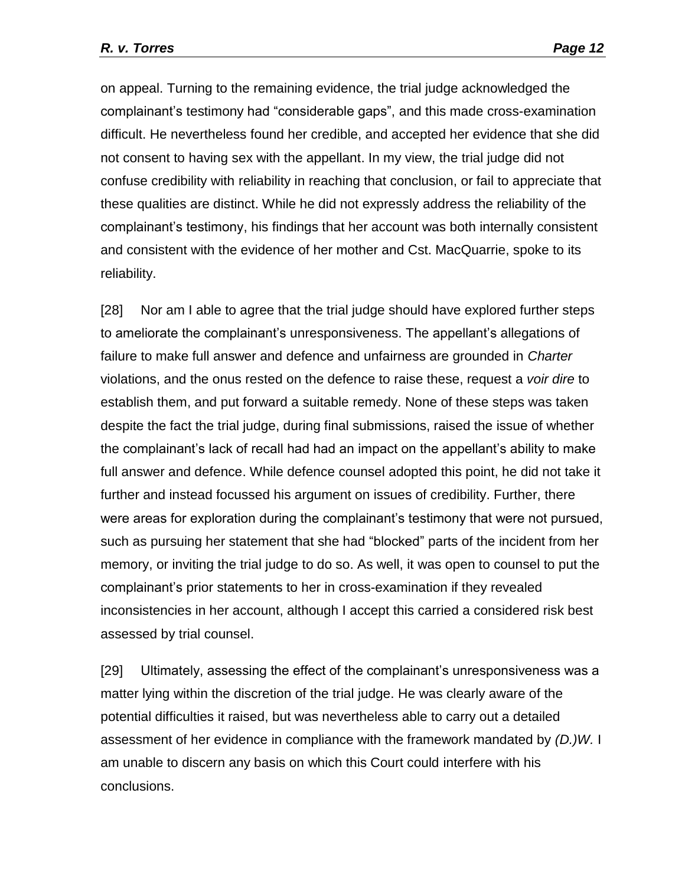on appeal. Turning to the remaining evidence, the trial judge acknowledged the complainant's testimony had "considerable gaps", and this made cross-examination difficult. He nevertheless found her credible, and accepted her evidence that she did not consent to having sex with the appellant. In my view, the trial judge did not confuse credibility with reliability in reaching that conclusion, or fail to appreciate that these qualities are distinct. While he did not expressly address the reliability of the complainant's testimony, his findings that her account was both internally consistent and consistent with the evidence of her mother and Cst. MacQuarrie, spoke to its reliability.

[28] Nor am I able to agree that the trial judge should have explored further steps to ameliorate the complainant's unresponsiveness. The appellant's allegations of failure to make full answer and defence and unfairness are grounded in *Charter* violations, and the onus rested on the defence to raise these, request a *voir dire* to establish them, and put forward a suitable remedy. None of these steps was taken despite the fact the trial judge, during final submissions, raised the issue of whether the complainant's lack of recall had had an impact on the appellant's ability to make full answer and defence. While defence counsel adopted this point, he did not take it further and instead focussed his argument on issues of credibility. Further, there were areas for exploration during the complainant's testimony that were not pursued, such as pursuing her statement that she had "blocked" parts of the incident from her memory, or inviting the trial judge to do so. As well, it was open to counsel to put the complainant's prior statements to her in cross-examination if they revealed inconsistencies in her account, although I accept this carried a considered risk best assessed by trial counsel.

[29] Ultimately, assessing the effect of the complainant's unresponsiveness was a matter lying within the discretion of the trial judge. He was clearly aware of the potential difficulties it raised, but was nevertheless able to carry out a detailed assessment of her evidence in compliance with the framework mandated by *(D.)W.* I am unable to discern any basis on which this Court could interfere with his conclusions.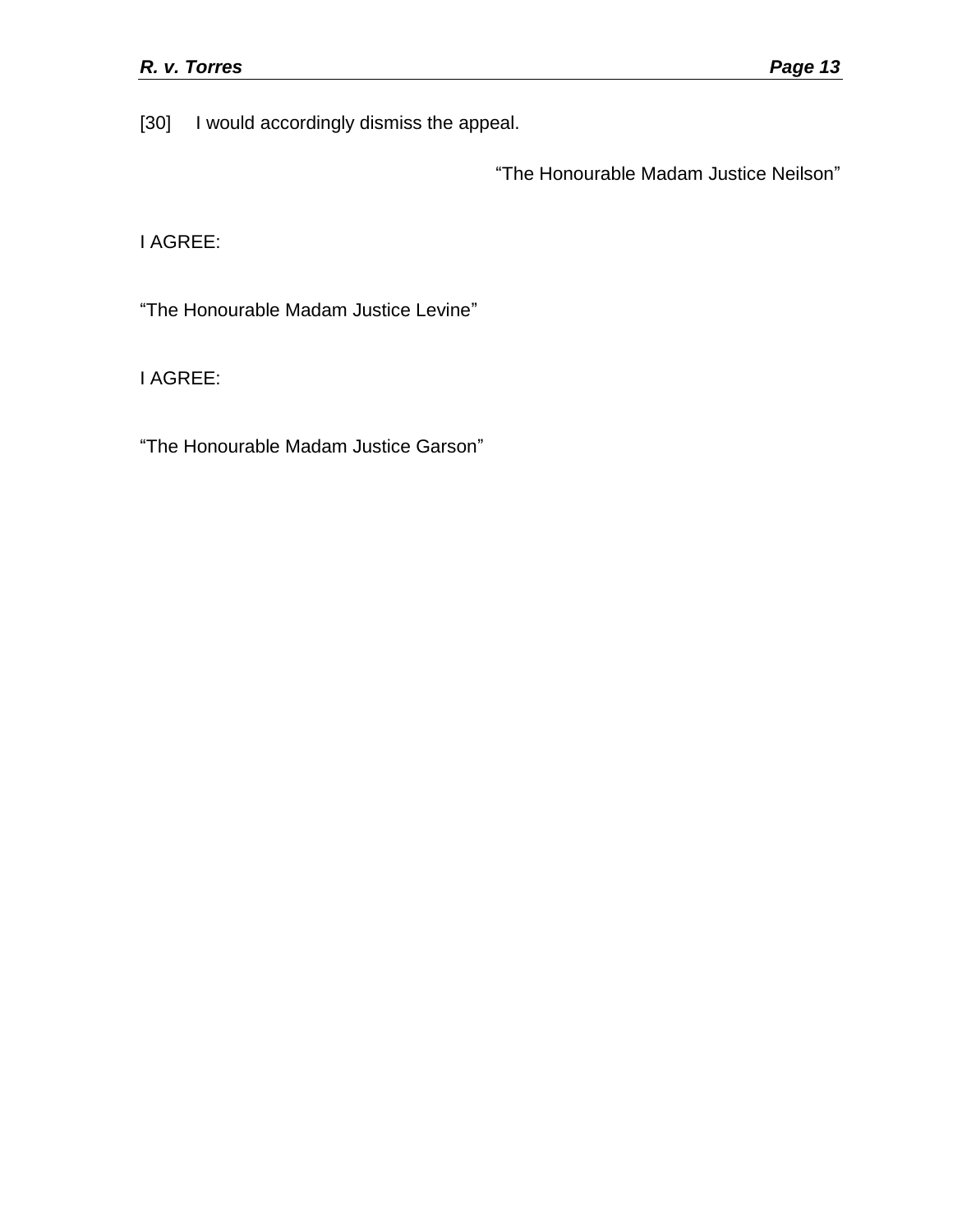[30] I would accordingly dismiss the appeal.

“The Honourable Madam Justice Neilson”

I AGREE:

“The Honourable Madam Justice Levine”

I AGREE:

“The Honourable Madam Justice Garson”